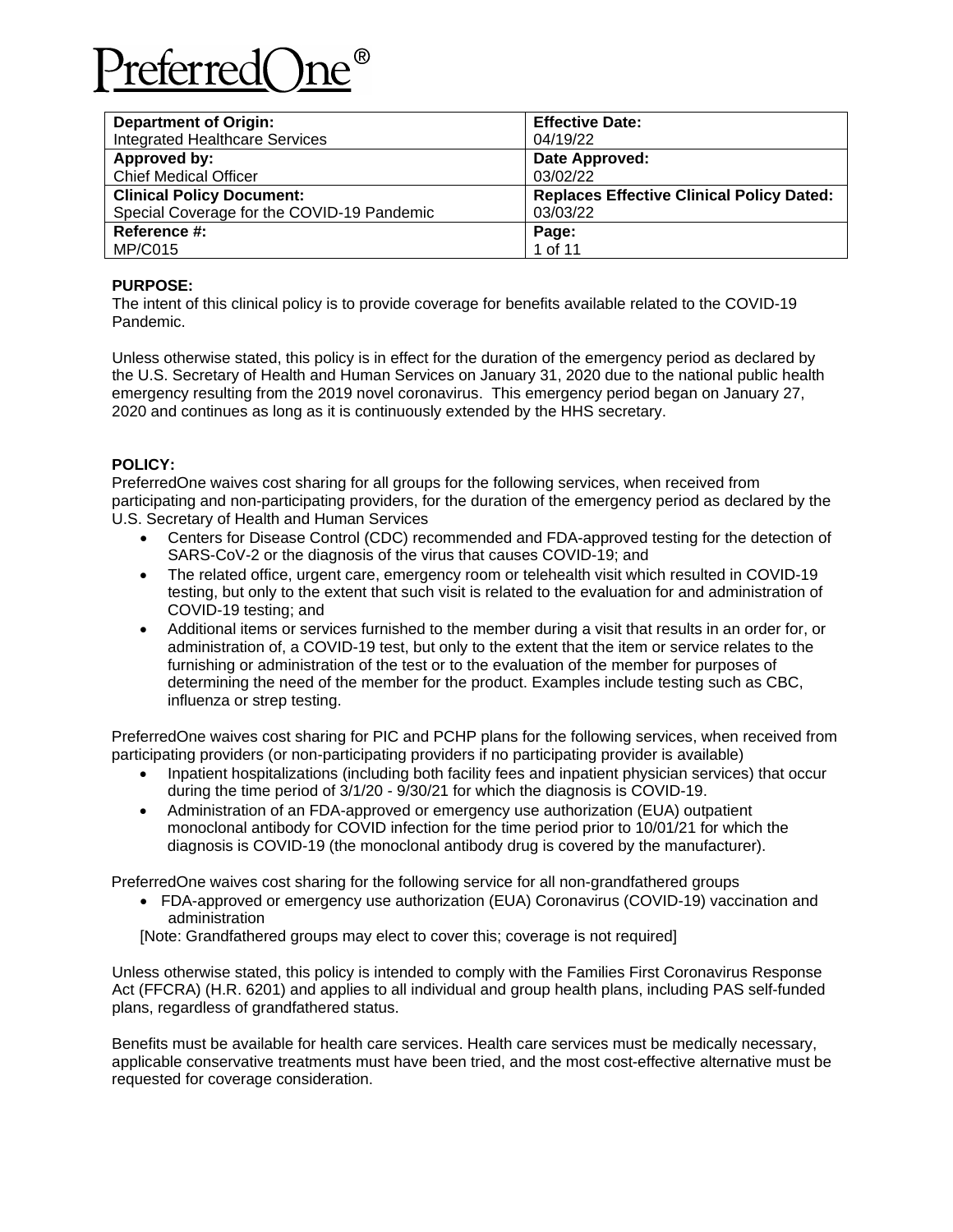PreferredOne®

| Department of Origin: Integrated Healthcare Services | Effective Date: 04/19/22 |
|---|---|
| **Approved by:** Chief Medical Officer | **Date Approved:** 03/02/22 |
| **Clinical Policy Document:** Special Coverage for the COVID-19 Pandemic | **Replaces Effective Clinical Policy Dated:** 03/03/22 |
| **Reference #:** MP/C015 | **Page:** 1 of 11 |

**PURPOSE:**
The intent of this clinical policy is to provide coverage for benefits available related to the COVID-19 Pandemic.

Unless otherwise stated, this policy is in effect for the duration of the emergency period as declared by the U.S. Secretary of Health and Human Services on January 31, 2020 due to the national public health emergency resulting from the 2019 novel coronavirus. This emergency period began on January 27, 2020 and continues as long as it is continuously extended by the HHS secretary.

**POLICY:**
PreferredOne waives cost sharing for all groups for the following services, when received from participating and non-participating providers, for the duration of the emergency period as declared by the U.S. Secretary of Health and Human Services

- Centers for Disease Control (CDC) recommended and FDA-approved testing for the detection of SARS-CoV-2 or the diagnosis of the virus that causes COVID-19; and
- The related office, urgent care, emergency room or telehealth visit which resulted in COVID-19 testing, but only to the extent that such visit is related to the evaluation for and administration of COVID-19 testing; and
- Additional items or services furnished to the member during a visit that results in an order for, or administration of, a COVID-19 test, but only to the extent that the item or service relates to the furnishing or administration of the test or to the evaluation of the member for purposes of determining the need of the member for the product. Examples include testing such as CBC, influenza or strep testing.

PreferredOne waives cost sharing for PIC and PCHP plans for the following services, when received from participating providers (or non-participating providers if no participating provider is available)

- Inpatient hospitalizations (including both facility fees and inpatient physician services) that occur during the time period of 3/1/20 - 9/30/21 for which the diagnosis is COVID-19.
- Administration of an FDA-approved or emergency use authorization (EUA) outpatient monoclonal antibody for COVID infection for the time period prior to 10/01/21 for which the diagnosis is COVID-19 (the monoclonal antibody drug is covered by the manufacturer).

PreferredOne waives cost sharing for the following service for all non-grandfathered groups

- FDA-approved or emergency use authorization (EUA) Coronavirus (COVID-19) vaccination and administration

[Note: Grandfathered groups may elect to cover this; coverage is not required]

Unless otherwise stated, this policy is intended to comply with the Families First Coronavirus Response Act (FFCRA) (H.R. 6201) and applies to all individual and group health plans, including PAS self-funded plans, regardless of grandfathered status.

Benefits must be available for health care services. Health care services must be medically necessary, applicable conservative treatments must have been tried, and the most cost-effective alternative must be requested for coverage consideration.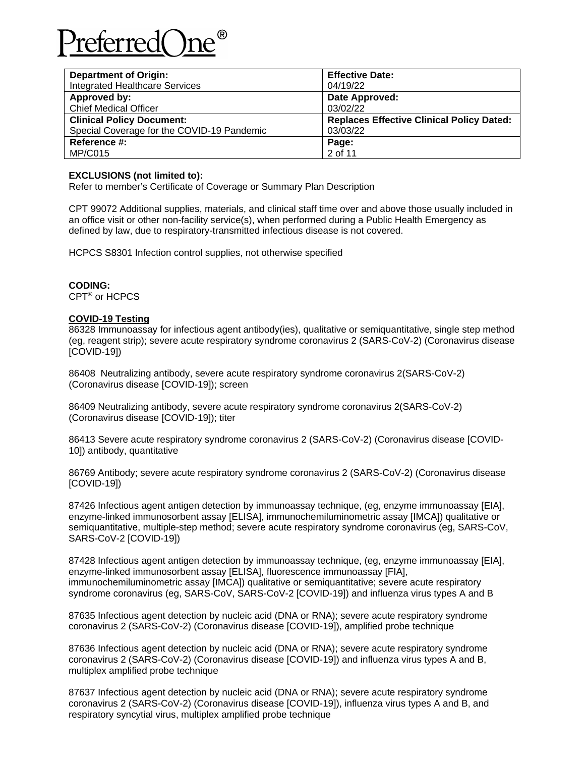**EXCLUSIONS (not limited to):**
Refer to member's Certificate of Coverage or Summary Plan Description

CPT 99072 Additional supplies, materials, and clinical staff time over and above those usually included in an office visit or other non-facility service(s), when performed during a Public Health Emergency as defined by law, due to respiratory-transmitted infectious disease is not covered.

HCPCS S8301 Infection control supplies, not otherwise specified

**CODING:**
CPT® or HCPCS

**COVID-19 Testing**
86328 Immunoassay for infectious agent antibody(ies), qualitative or semiquantitative, single step method (eg, reagent strip); severe acute respiratory syndrome coronavirus 2 (SARS-CoV-2) (Coronavirus disease [COVID-19])

86408 Neutralizing antibody, severe acute respiratory syndrome coronavirus 2(SARS-CoV-2) (Coronavirus disease [COVID-19]); screen

86409 Neutralizing antibody, severe acute respiratory syndrome coronavirus 2(SARS-CoV-2) (Coronavirus disease [COVID-19]); titer

86413 Severe acute respiratory syndrome coronavirus 2 (SARS-CoV-2) (Coronavirus disease [COVID-10]) antibody, quantitative

86769 Antibody; severe acute respiratory syndrome coronavirus 2 (SARS-CoV-2) (Coronavirus disease [COVID-19])

87426 Infectious agent antigen detection by immunoassay technique, (eg, enzyme immunoassay [EIA], enzyme-linked immunosorbent assay [ELISA], immunochemiluminometric assay [IMCA]) qualitative or semiquantitative, multiple-step method; severe acute respiratory syndrome coronavirus (eg, SARS-CoV, SARS-CoV-2 [COVID-19])

87428 Infectious agent antigen detection by immunoassay technique, (eg, enzyme immunoassay [EIA], enzyme-linked immunosorbent assay [ELISA], fluorescence immunoassay [FIA], immunochemiluminometric assay [IMCA]) qualitative or semiquantitative; severe acute respiratory syndrome coronavirus (eg, SARS-CoV, SARS-CoV-2 [COVID-19]) and influenza virus types A and B

87635 Infectious agent detection by nucleic acid (DNA or RNA); severe acute respiratory syndrome coronavirus 2 (SARS-CoV-2) (Coronavirus disease [COVID-19]), amplified probe technique

87636 Infectious agent detection by nucleic acid (DNA or RNA); severe acute respiratory syndrome coronavirus 2 (SARS-CoV-2) (Coronavirus disease [COVID-19]) and influenza virus types A and B, multiplex amplified probe technique

87637 Infectious agent detection by nucleic acid (DNA or RNA); severe acute respiratory syndrome coronavirus 2 (SARS-CoV-2) (Coronavirus disease [COVID-19]), influenza virus types A and B, and respiratory syncytial virus, multiplex amplified probe technique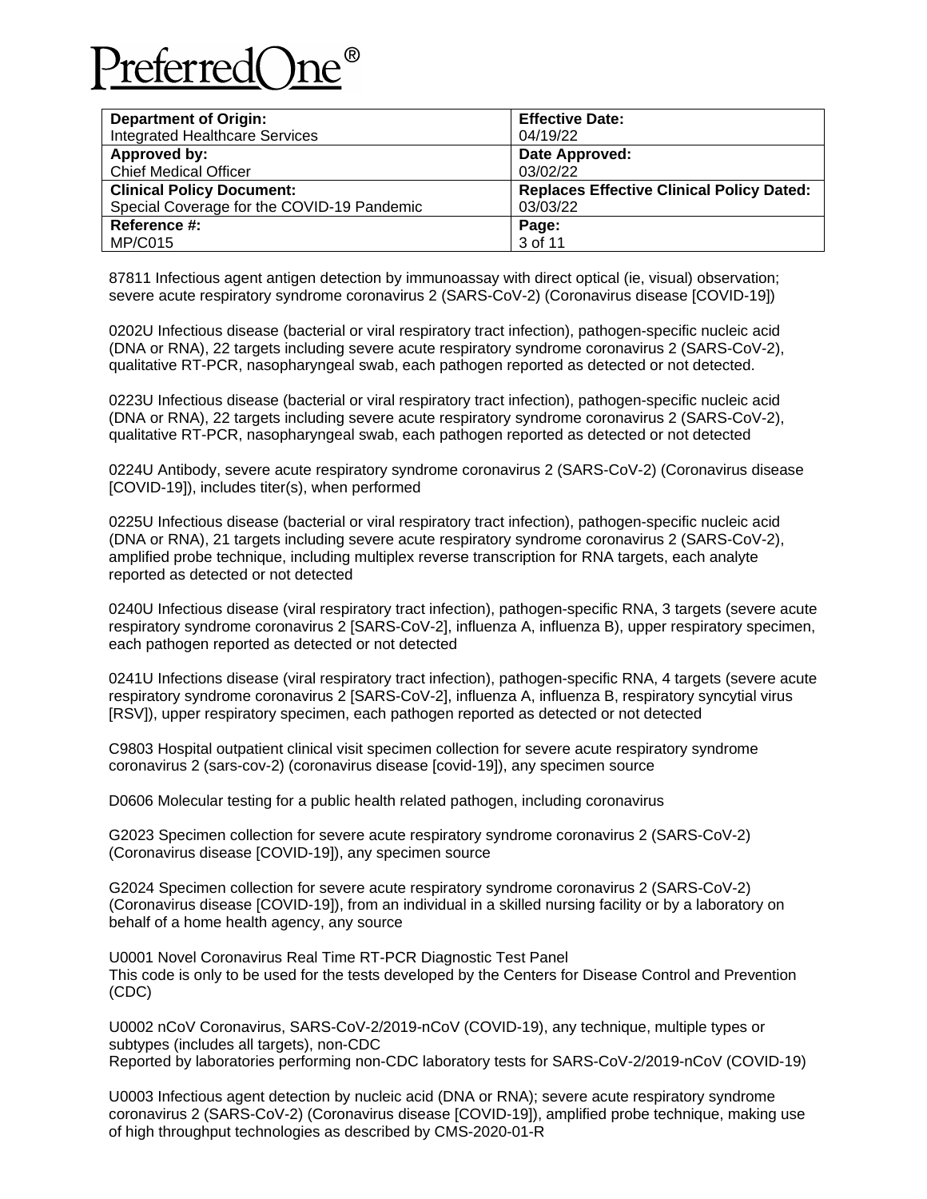87811 Infectious agent antigen detection by immunoassay with direct optical (ie, visual) observation; severe acute respiratory syndrome coronavirus 2 (SARS-CoV-2) (Coronavirus disease [COVID-19])

0202U Infectious disease (bacterial or viral respiratory tract infection), pathogen-specific nucleic acid (DNA or RNA), 22 targets including severe acute respiratory syndrome coronavirus 2 (SARS-CoV-2), qualitative RT-PCR, nasopharyngeal swab, each pathogen reported as detected or not detected.

0223U Infectious disease (bacterial or viral respiratory tract infection), pathogen-specific nucleic acid (DNA or RNA), 22 targets including severe acute respiratory syndrome coronavirus 2 (SARS-CoV-2), qualitative RT-PCR, nasopharyngeal swab, each pathogen reported as detected or not detected

0224U Antibody, severe acute respiratory syndrome coronavirus 2 (SARS-CoV-2) (Coronavirus disease [COVID-19]), includes titer(s), when performed

0225U Infectious disease (bacterial or viral respiratory tract infection), pathogen-specific nucleic acid (DNA or RNA), 21 targets including severe acute respiratory syndrome coronavirus 2 (SARS-CoV-2), amplified probe technique, including multiplex reverse transcription for RNA targets, each analyte reported as detected or not detected

0240U Infectious disease (viral respiratory tract infection), pathogen-specific RNA, 3 targets (severe acute respiratory syndrome coronavirus 2 [SARS-CoV-2], influenza A, influenza B), upper respiratory specimen, each pathogen reported as detected or not detected

0241U Infections disease (viral respiratory tract infection), pathogen-specific RNA, 4 targets (severe acute respiratory syndrome coronavirus 2 [SARS-CoV-2], influenza A, influenza B, respiratory syncytial virus [RSV]), upper respiratory specimen, each pathogen reported as detected or not detected

C9803 Hospital outpatient clinical visit specimen collection for severe acute respiratory syndrome coronavirus 2 (sars-cov-2) (coronavirus disease [covid-19]), any specimen source

D0606 Molecular testing for a public health related pathogen, including coronavirus

G2023 Specimen collection for severe acute respiratory syndrome coronavirus 2 (SARS-CoV-2) (Coronavirus disease [COVID-19]), any specimen source

G2024 Specimen collection for severe acute respiratory syndrome coronavirus 2 (SARS-CoV-2) (Coronavirus disease [COVID-19]), from an individual in a skilled nursing facility or by a laboratory on behalf of a home health agency, any source

U0001 Novel Coronavirus Real Time RT-PCR Diagnostic Test Panel
This code is only to be used for the tests developed by the Centers for Disease Control and Prevention (CDC)

U0002 nCoV Coronavirus, SARS-CoV-2/2019-nCoV (COVID-19), any technique, multiple types or subtypes (includes all targets), non-CDC
Reported by laboratories performing non-CDC laboratory tests for SARS-CoV-2/2019-nCoV (COVID-19)

U0003 Infectious agent detection by nucleic acid (DNA or RNA); severe acute respiratory syndrome coronavirus 2 (SARS-CoV-2) (Coronavirus disease [COVID-19]), amplified probe technique, making use of high throughput technologies as described by CMS-2020-01-R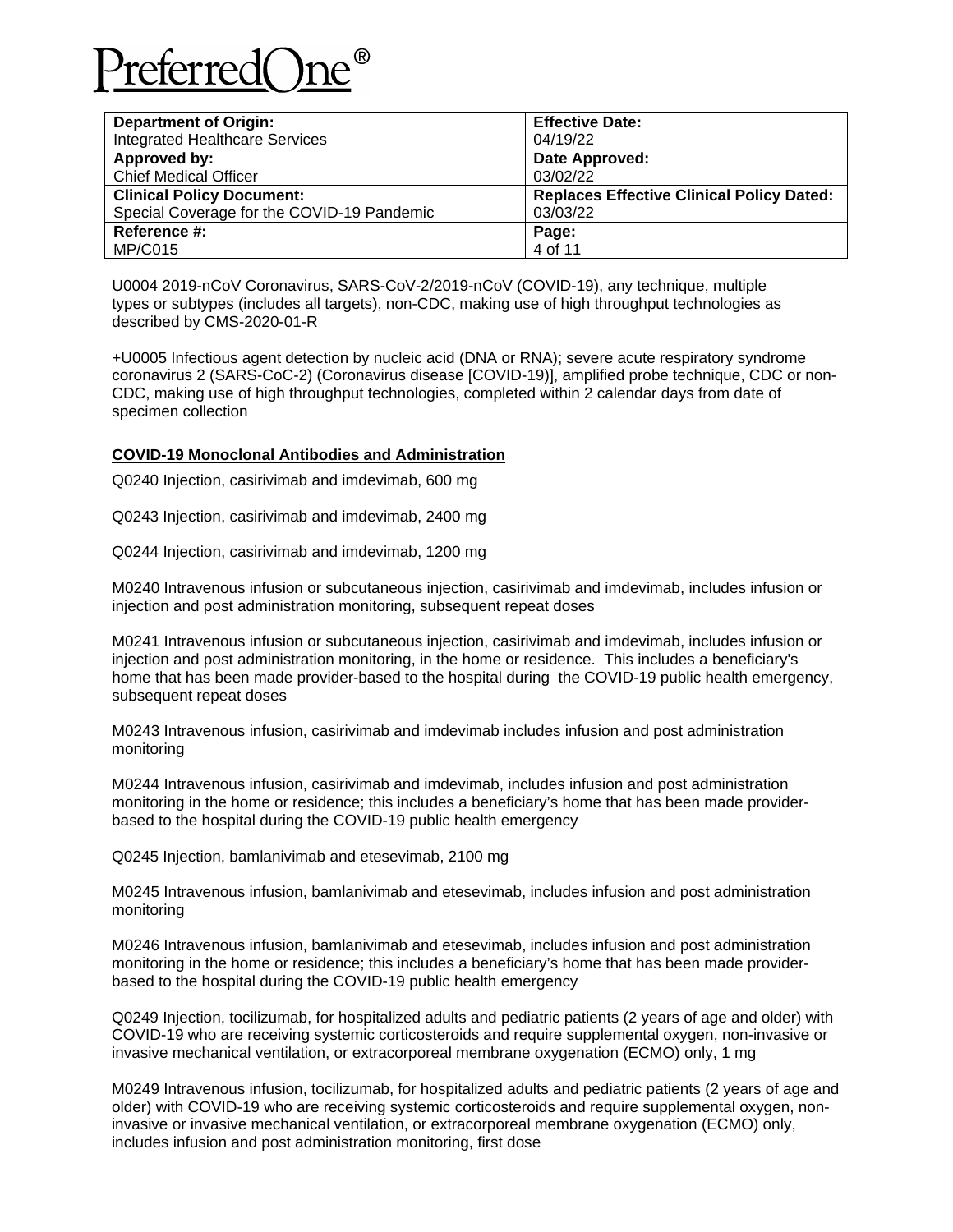U0004 2019-nCoV Coronavirus, SARS-CoV-2/2019-nCoV (COVID-19), any technique, multiple types or subtypes (includes all targets), non-CDC, making use of high throughput technologies as described by CMS-2020-01-R

+U0005 Infectious agent detection by nucleic acid (DNA or RNA); severe acute respiratory syndrome coronavirus 2 (SARS-CoC-2) (Coronavirus disease [COVID-19)], amplified probe technique, CDC or non-CDC, making use of high throughput technologies, completed within 2 calendar days from date of specimen collection

**COVID-19 Monoclonal Antibodies and Administration**

Q0240 Injection, casirivimab and imdevimab, 600 mg

Q0243 Injection, casirivimab and imdevimab, 2400 mg

Q0244 Injection, casirivimab and imdevimab, 1200 mg

M0240 Intravenous infusion or subcutaneous injection, casirivimab and imdevimab, includes infusion or injection and post administration monitoring, subsequent repeat doses

M0241 Intravenous infusion or subcutaneous injection, casirivimab and imdevimab, includes infusion or injection and post administration monitoring, in the home or residence. This includes a beneficiary's home that has been made provider-based to the hospital during the COVID-19 public health emergency, subsequent repeat doses

M0243 Intravenous infusion, casirivimab and imdevimab includes infusion and post administration monitoring

M0244 Intravenous infusion, casirivimab and imdevimab, includes infusion and post administration monitoring in the home or residence; this includes a beneficiary's home that has been made provider-based to the hospital during the COVID-19 public health emergency

Q0245 Injection, bamlanivimab and etesevimab, 2100 mg

M0245 Intravenous infusion, bamlanivimab and etesevimab, includes infusion and post administration monitoring

M0246 Intravenous infusion, bamlanivimab and etesevimab, includes infusion and post administration monitoring in the home or residence; this includes a beneficiary's home that has been made provider-based to the hospital during the COVID-19 public health emergency

Q0249 Injection, tocilizumab, for hospitalized adults and pediatric patients (2 years of age and older) with COVID-19 who are receiving systemic corticosteroids and require supplemental oxygen, non-invasive or invasive mechanical ventilation, or extracorporeal membrane oxygenation (ECMO) only, 1 mg

M0249 Intravenous infusion, tocilizumab, for hospitalized adults and pediatric patients (2 years of age and older) with COVID-19 who are receiving systemic corticosteroids and require supplemental oxygen, non-invasive or invasive mechanical ventilation, or extracorporeal membrane oxygenation (ECMO) only, includes infusion and post administration monitoring, first dose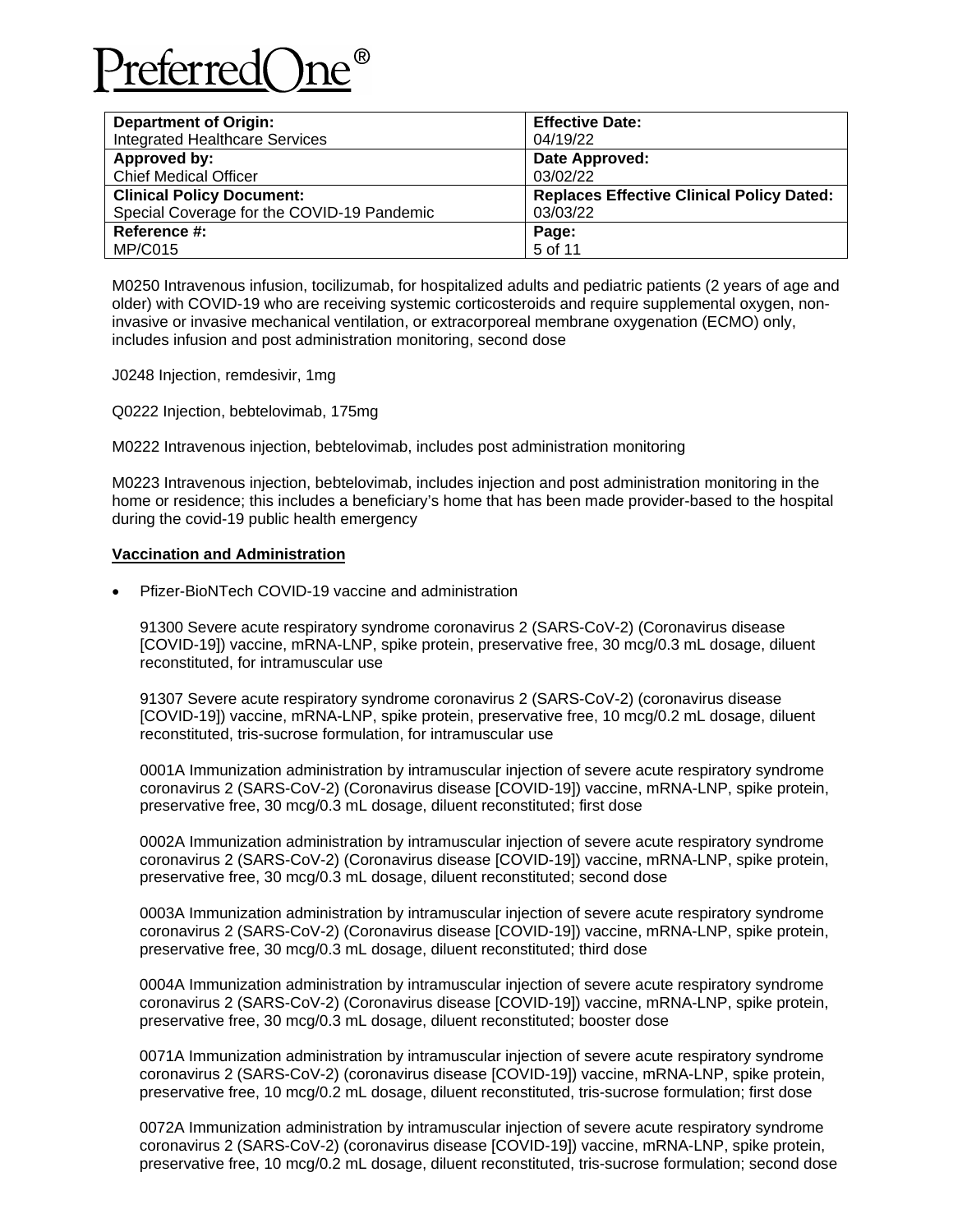M0250 Intravenous infusion, tocilizumab, for hospitalized adults and pediatric patients (2 years of age and older) with COVID-19 who are receiving systemic corticosteroids and require supplemental oxygen, non-invasive or invasive mechanical ventilation, or extracorporeal membrane oxygenation (ECMO) only, includes infusion and post administration monitoring, second dose

J0248 Injection, remdesivir, 1mg

Q0222 Injection, bebtelovimab, 175mg

M0222 Intravenous injection, bebtelovimab, includes post administration monitoring

M0223 Intravenous injection, bebtelovimab, includes injection and post administration monitoring in the home or residence; this includes a beneficiary's home that has been made provider-based to the hospital during the covid-19 public health emergency

**Vaccination and Administration**

- Pfizer-BioNTech COVID-19 vaccine and administration

  91300 Severe acute respiratory syndrome coronavirus 2 (SARS-CoV-2) (Coronavirus disease [COVID-19]) vaccine, mRNA-LNP, spike protein, preservative free, 30 mcg/0.3 mL dosage, diluent reconstituted, for intramuscular use

  91307 Severe acute respiratory syndrome coronavirus 2 (SARS-CoV-2) (coronavirus disease [COVID-19]) vaccine, mRNA-LNP, spike protein, preservative free, 10 mcg/0.2 mL dosage, diluent reconstituted, tris-sucrose formulation, for intramuscular use

  0001A Immunization administration by intramuscular injection of severe acute respiratory syndrome coronavirus 2 (SARS-CoV-2) (Coronavirus disease [COVID-19]) vaccine, mRNA-LNP, spike protein, preservative free, 30 mcg/0.3 mL dosage, diluent reconstituted; first dose

  0002A Immunization administration by intramuscular injection of severe acute respiratory syndrome coronavirus 2 (SARS-CoV-2) (Coronavirus disease [COVID-19]) vaccine, mRNA-LNP, spike protein, preservative free, 30 mcg/0.3 mL dosage, diluent reconstituted; second dose

  0003A Immunization administration by intramuscular injection of severe acute respiratory syndrome coronavirus 2 (SARS-CoV-2) (Coronavirus disease [COVID-19]) vaccine, mRNA-LNP, spike protein, preservative free, 30 mcg/0.3 mL dosage, diluent reconstituted; third dose

  0004A Immunization administration by intramuscular injection of severe acute respiratory syndrome coronavirus 2 (SARS-CoV-2) (Coronavirus disease [COVID-19]) vaccine, mRNA-LNP, spike protein, preservative free, 30 mcg/0.3 mL dosage, diluent reconstituted; booster dose

  0071A Immunization administration by intramuscular injection of severe acute respiratory syndrome coronavirus 2 (SARS-CoV-2) (coronavirus disease [COVID-19]) vaccine, mRNA-LNP, spike protein, preservative free, 10 mcg/0.2 mL dosage, diluent reconstituted, tris-sucrose formulation; first dose

  0072A Immunization administration by intramuscular injection of severe acute respiratory syndrome coronavirus 2 (SARS-CoV-2) (coronavirus disease [COVID-19]) vaccine, mRNA-LNP, spike protein, preservative free, 10 mcg/0.2 mL dosage, diluent reconstituted, tris-sucrose formulation; second dose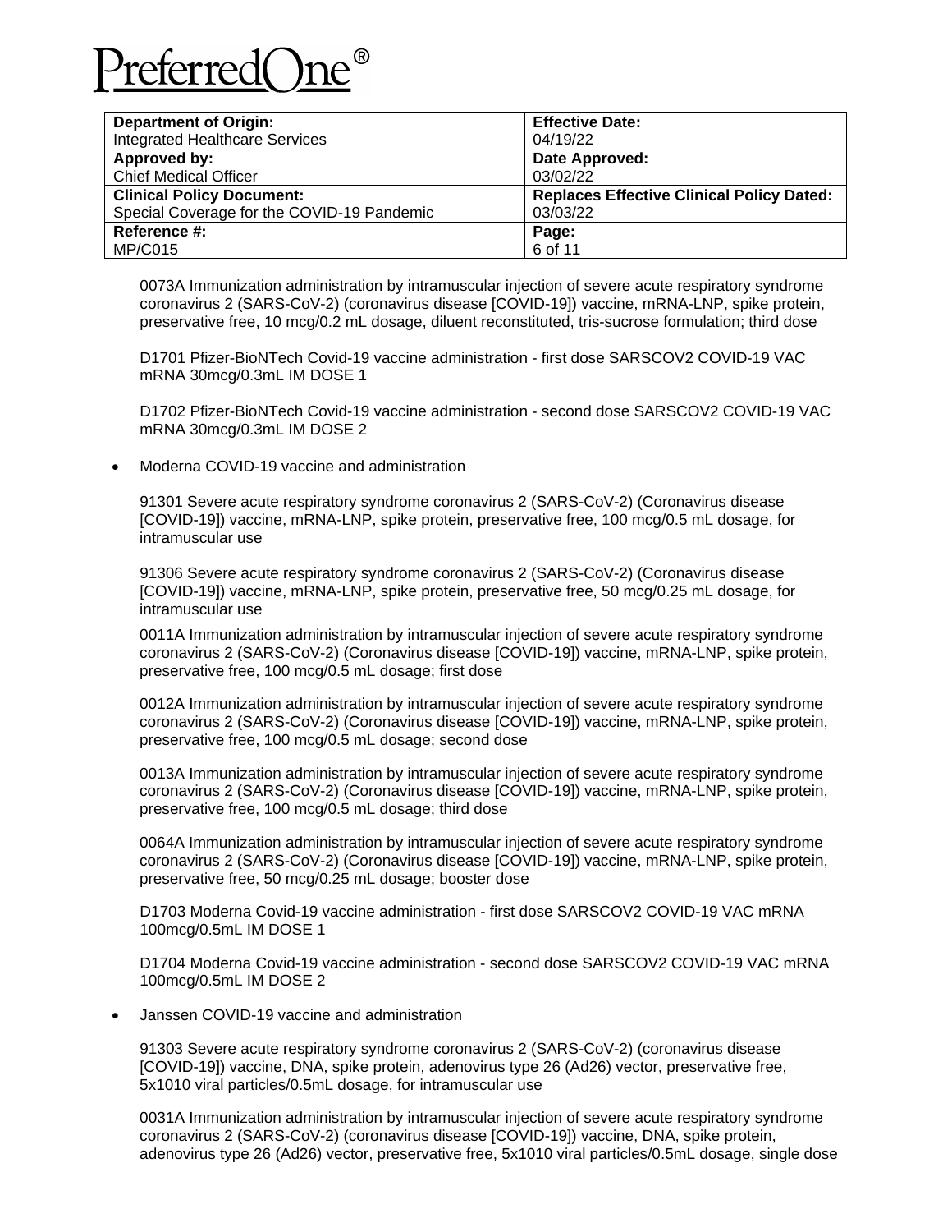0073A Immunization administration by intramuscular injection of severe acute respiratory syndrome coronavirus 2 (SARS-CoV-2) (coronavirus disease [COVID-19]) vaccine, mRNA-LNP, spike protein, preservative free, 10 mcg/0.2 mL dosage, diluent reconstituted, tris-sucrose formulation; third dose

D1701 Pfizer-BioNTech Covid-19 vaccine administration - first dose SARSCOV2 COVID-19 VAC mRNA 30mcg/0.3mL IM DOSE 1

D1702 Pfizer-BioNTech Covid-19 vaccine administration - second dose SARSCOV2 COVID-19 VAC mRNA 30mcg/0.3mL IM DOSE 2

- Moderna COVID-19 vaccine and administration

  91301 Severe acute respiratory syndrome coronavirus 2 (SARS-CoV-2) (Coronavirus disease [COVID-19]) vaccine, mRNA-LNP, spike protein, preservative free, 100 mcg/0.5 mL dosage, for intramuscular use

  91306 Severe acute respiratory syndrome coronavirus 2 (SARS-CoV-2) (Coronavirus disease [COVID-19]) vaccine, mRNA-LNP, spike protein, preservative free, 50 mcg/0.25 mL dosage, for intramuscular use

  0011A Immunization administration by intramuscular injection of severe acute respiratory syndrome coronavirus 2 (SARS-CoV-2) (Coronavirus disease [COVID-19]) vaccine, mRNA-LNP, spike protein, preservative free, 100 mcg/0.5 mL dosage; first dose

  0012A Immunization administration by intramuscular injection of severe acute respiratory syndrome coronavirus 2 (SARS-CoV-2) (Coronavirus disease [COVID-19]) vaccine, mRNA-LNP, spike protein, preservative free, 100 mcg/0.5 mL dosage; second dose

  0013A Immunization administration by intramuscular injection of severe acute respiratory syndrome coronavirus 2 (SARS-CoV-2) (Coronavirus disease [COVID-19]) vaccine, mRNA-LNP, spike protein, preservative free, 100 mcg/0.5 mL dosage; third dose

  0064A Immunization administration by intramuscular injection of severe acute respiratory syndrome coronavirus 2 (SARS-CoV-2) (Coronavirus disease [COVID-19]) vaccine, mRNA-LNP, spike protein, preservative free, 50 mcg/0.25 mL dosage; booster dose

  D1703 Moderna Covid-19 vaccine administration - first dose SARSCOV2 COVID-19 VAC mRNA 100mcg/0.5mL IM DOSE 1

  D1704 Moderna Covid-19 vaccine administration - second dose SARSCOV2 COVID-19 VAC mRNA 100mcg/0.5mL IM DOSE 2

- Janssen COVID-19 vaccine and administration

  91303 Severe acute respiratory syndrome coronavirus 2 (SARS-CoV-2) (coronavirus disease [COVID-19]) vaccine, DNA, spike protein, adenovirus type 26 (Ad26) vector, preservative free, 5x1010 viral particles/0.5mL dosage, for intramuscular use

  0031A Immunization administration by intramuscular injection of severe acute respiratory syndrome coronavirus 2 (SARS-CoV-2) (coronavirus disease [COVID-19]) vaccine, DNA, spike protein, adenovirus type 26 (Ad26) vector, preservative free, 5x1010 viral particles/0.5mL dosage, single dose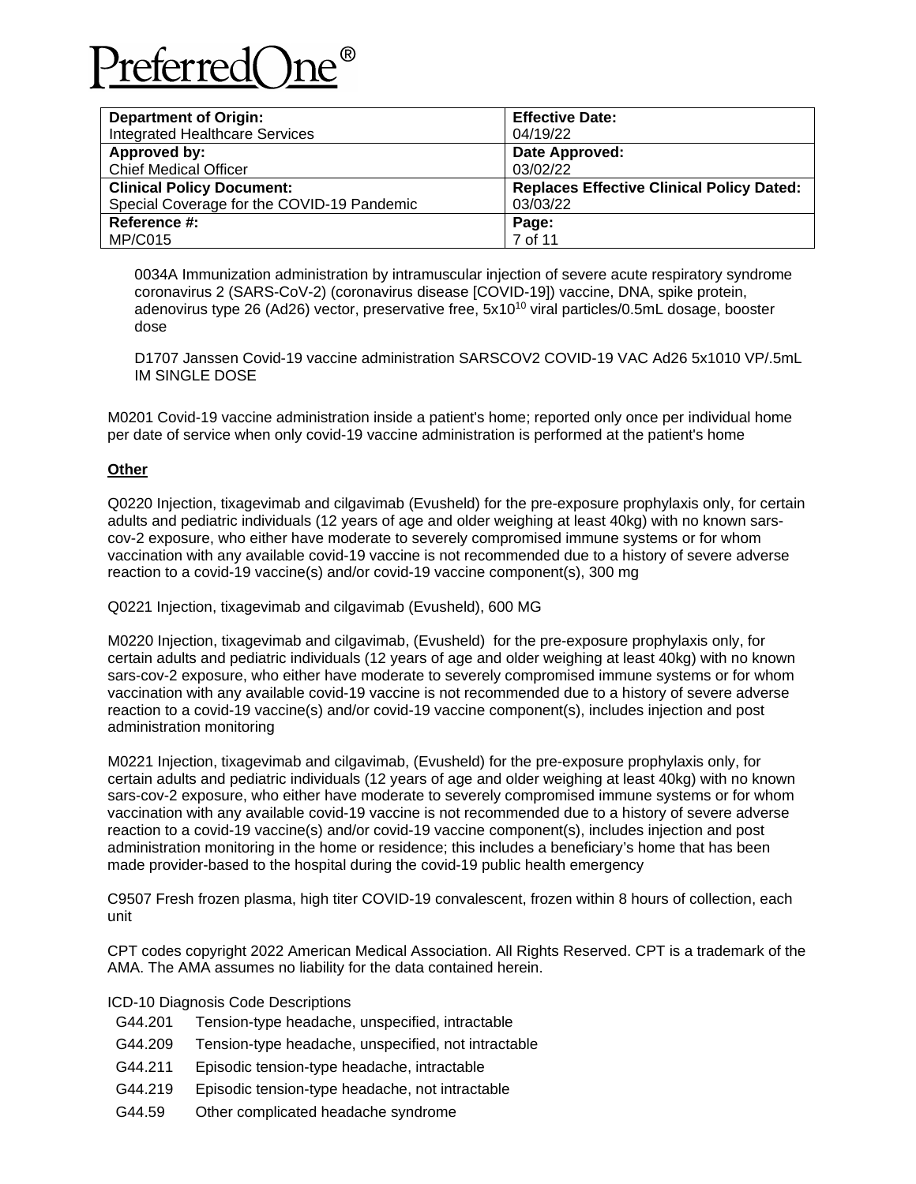0034A Immunization administration by intramuscular injection of severe acute respiratory syndrome coronavirus 2 (SARS-CoV-2) (coronavirus disease [COVID-19]) vaccine, DNA, spike protein, adenovirus type 26 (Ad26) vector, preservative free, $5x10^{10}$ viral particles/0.5mL dosage, booster dose

D1707 Janssen Covid-19 vaccine administration SARSCOV2 COVID-19 VAC Ad26 5x1010 VP/.5mL IM SINGLE DOSE

M0201 Covid-19 vaccine administration inside a patient's home; reported only once per individual home per date of service when only covid-19 vaccine administration is performed at the patient's home

**Other**

Q0220 Injection, tixagevimab and cilgavimab (Evusheld) for the pre-exposure prophylaxis only, for certain adults and pediatric individuals (12 years of age and older weighing at least 40kg) with no known sars-cov-2 exposure, who either have moderate to severely compromised immune systems or for whom vaccination with any available covid-19 vaccine is not recommended due to a history of severe adverse reaction to a covid-19 vaccine(s) and/or covid-19 vaccine component(s), 300 mg

Q0221 Injection, tixagevimab and cilgavimab (Evusheld), 600 MG

M0220 Injection, tixagevimab and cilgavimab, (Evusheld) for the pre-exposure prophylaxis only, for certain adults and pediatric individuals (12 years of age and older weighing at least 40kg) with no known sars-cov-2 exposure, who either have moderate to severely compromised immune systems or for whom vaccination with any available covid-19 vaccine is not recommended due to a history of severe adverse reaction to a covid-19 vaccine(s) and/or covid-19 vaccine component(s), includes injection and post administration monitoring

M0221 Injection, tixagevimab and cilgavimab, (Evusheld) for the pre-exposure prophylaxis only, for certain adults and pediatric individuals (12 years of age and older weighing at least 40kg) with no known sars-cov-2 exposure, who either have moderate to severely compromised immune systems or for whom vaccination with any available covid-19 vaccine is not recommended due to a history of severe adverse reaction to a covid-19 vaccine(s) and/or covid-19 vaccine component(s), includes injection and post administration monitoring in the home or residence; this includes a beneficiary's home that has been made provider-based to the hospital during the covid-19 public health emergency

C9507 Fresh frozen plasma, high titer COVID-19 convalescent, frozen within 8 hours of collection, each unit

CPT codes copyright 2022 American Medical Association. All Rights Reserved. CPT is a trademark of the AMA. The AMA assumes no liability for the data contained herein.

ICD-10 Diagnosis Code Descriptions

| | |
|---|---|
| G44.201 | Tension-type headache, unspecified, intractable |
| G44.209 | Tension-type headache, unspecified, not intractable |
| G44.211 | Episodic tension-type headache, intractable |
| G44.219 | Episodic tension-type headache, not intractable |
| G44.59 | Other complicated headache syndrome |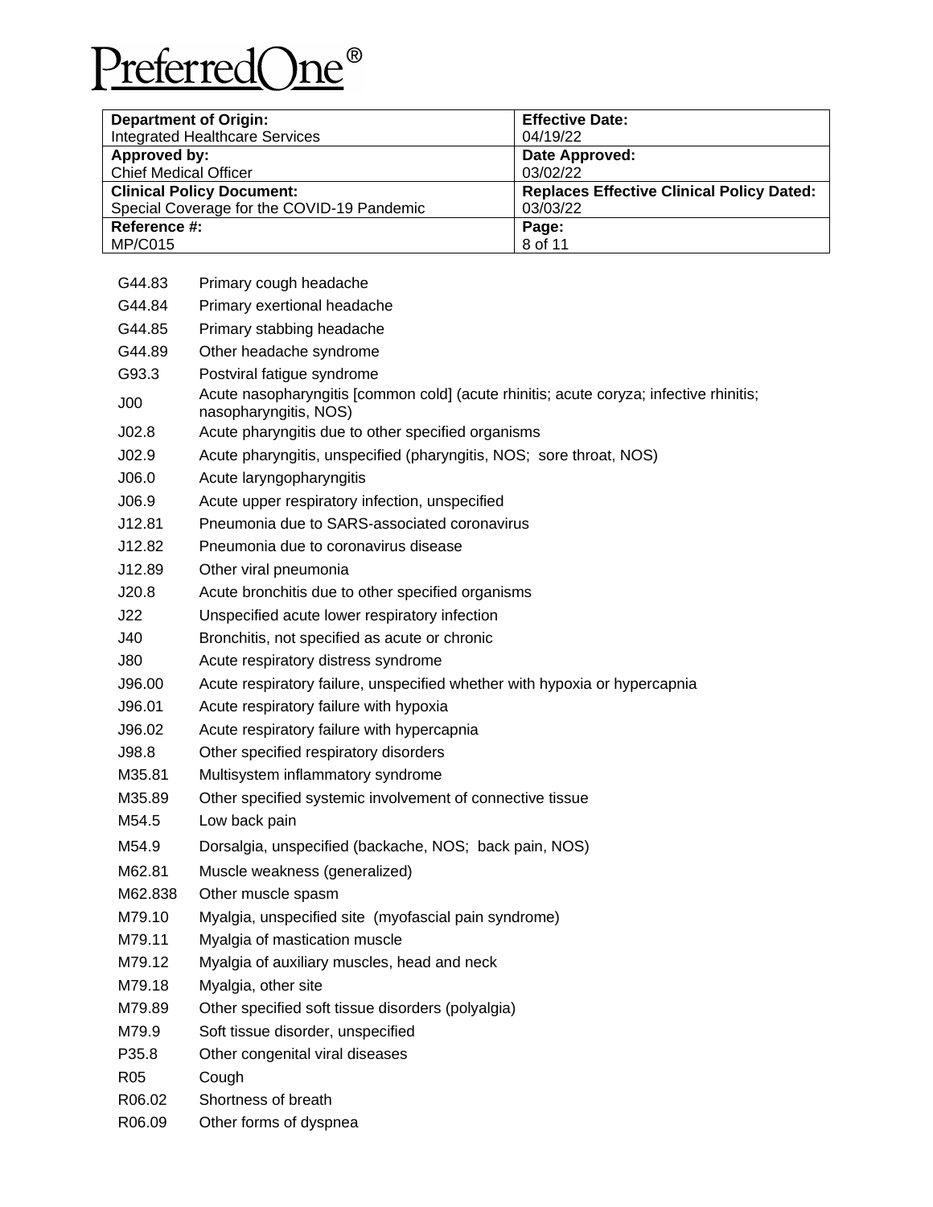| | |
|---|---|
| G44.83 | Primary cough headache |
| G44.84 | Primary exertional headache |
| G44.85 | Primary stabbing headache |
| G44.89 | Other headache syndrome |
| G93.3 | Postviral fatigue syndrome |
| J00 | Acute nasopharyngitis [common cold] (acute rhinitis; acute coryza; infective rhinitis; nasopharyngitis, NOS) |
| J02.8 | Acute pharyngitis due to other specified organisms |
| J02.9 | Acute pharyngitis, unspecified (pharyngitis, NOS; sore throat, NOS) |
| J06.0 | Acute laryngopharyngitis |
| J06.9 | Acute upper respiratory infection, unspecified |
| J12.81 | Pneumonia due to SARS-associated coronavirus |
| J12.82 | Pneumonia due to coronavirus disease |
| J12.89 | Other viral pneumonia |
| J20.8 | Acute bronchitis due to other specified organisms |
| J22 | Unspecified acute lower respiratory infection |
| J40 | Bronchitis, not specified as acute or chronic |
| J80 | Acute respiratory distress syndrome |
| J96.00 | Acute respiratory failure, unspecified whether with hypoxia or hypercapnia |
| J96.01 | Acute respiratory failure with hypoxia |
| J96.02 | Acute respiratory failure with hypercapnia |
| J98.8 | Other specified respiratory disorders |
| M35.81 | Multisystem inflammatory syndrome |
| M35.89 | Other specified systemic involvement of connective tissue |
| M54.5 | Low back pain |
| M54.9 | Dorsalgia, unspecified (backache, NOS; back pain, NOS) |
| M62.81 | Muscle weakness (generalized) |
| M62.838 | Other muscle spasm |
| M79.10 | Myalgia, unspecified site (myofascial pain syndrome) |
| M79.11 | Myalgia of mastication muscle |
| M79.12 | Myalgia of auxiliary muscles, head and neck |
| M79.18 | Myalgia, other site |
| M79.89 | Other specified soft tissue disorders (polyalgia) |
| M79.9 | Soft tissue disorder, unspecified |
| P35.8 | Other congenital viral diseases |
| R05 | Cough |
| R06.02 | Shortness of breath |
| R06.09 | Other forms of dyspnea |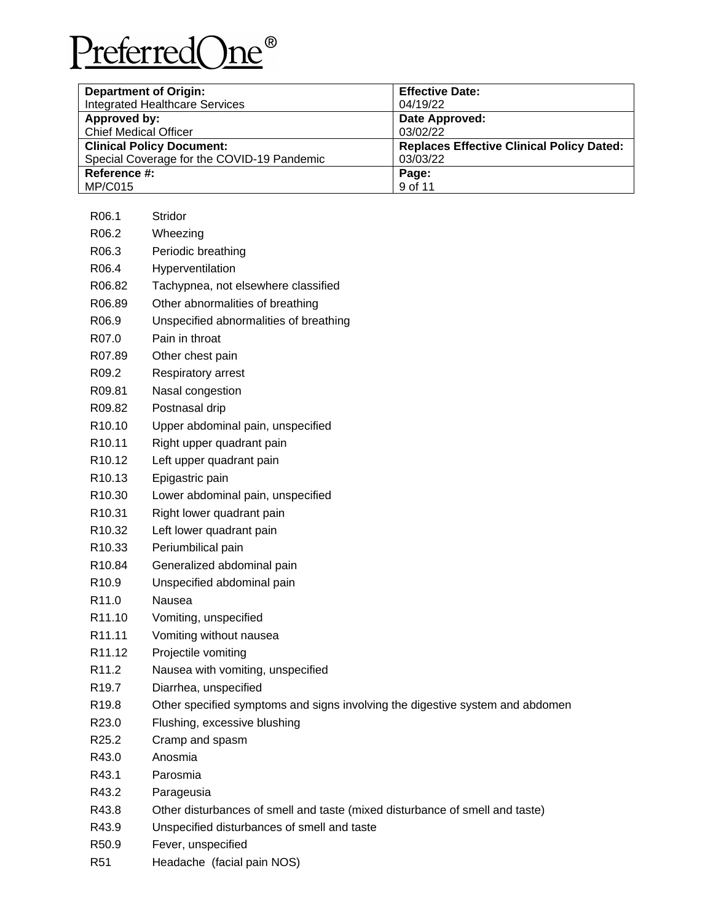| Code | Description |
|---|---|
| R06.1 | Stridor |
| R06.2 | Wheezing |
| R06.3 | Periodic breathing |
| R06.4 | Hyperventilation |
| R06.82 | Tachypnea, not elsewhere classified |
| R06.89 | Other abnormalities of breathing |
| R06.9 | Unspecified abnormalities of breathing |
| R07.0 | Pain in throat |
| R07.89 | Other chest pain |
| R09.2 | Respiratory arrest |
| R09.81 | Nasal congestion |
| R09.82 | Postnasal drip |
| R10.10 | Upper abdominal pain, unspecified |
| R10.11 | Right upper quadrant pain |
| R10.12 | Left upper quadrant pain |
| R10.13 | Epigastric pain |
| R10.30 | Lower abdominal pain, unspecified |
| R10.31 | Right lower quadrant pain |
| R10.32 | Left lower quadrant pain |
| R10.33 | Periumbilical pain |
| R10.84 | Generalized abdominal pain |
| R10.9 | Unspecified abdominal pain |
| R11.0 | Nausea |
| R11.10 | Vomiting, unspecified |
| R11.11 | Vomiting without nausea |
| R11.12 | Projectile vomiting |
| R11.2 | Nausea with vomiting, unspecified |
| R19.7 | Diarrhea, unspecified |
| R19.8 | Other specified symptoms and signs involving the digestive system and abdomen |
| R23.0 | Flushing, excessive blushing |
| R25.2 | Cramp and spasm |
| R43.0 | Anosmia |
| R43.1 | Parosmia |
| R43.2 | Parageusia |
| R43.8 | Other disturbances of smell and taste (mixed disturbance of smell and taste) |
| R43.9 | Unspecified disturbances of smell and taste |
| R50.9 | Fever, unspecified |
| R51 | Headache (facial pain NOS) |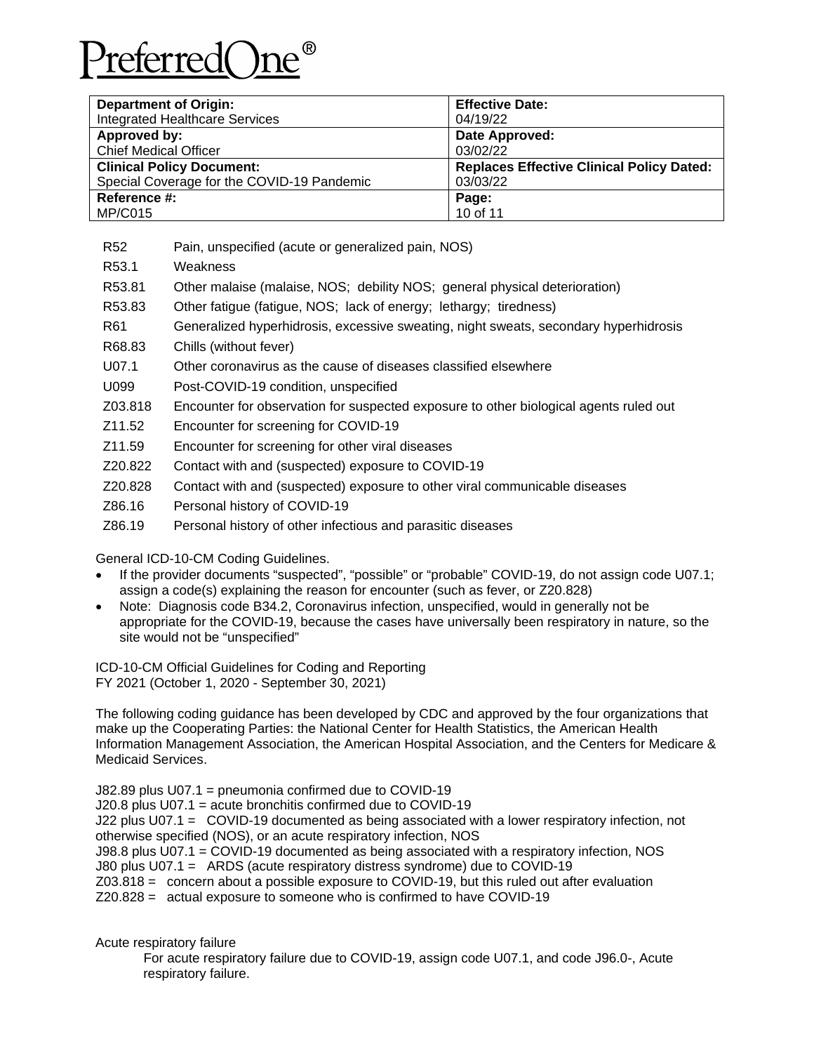| Code | Description |
|---|---|
| R52 | Pain, unspecified (acute or generalized pain, NOS) |
| R53.1 | Weakness |
| R53.81 | Other malaise (malaise, NOS; debility NOS; general physical deterioration) |
| R53.83 | Other fatigue (fatigue, NOS; lack of energy; lethargy; tiredness) |
| R61 | Generalized hyperhidrosis, excessive sweating, night sweats, secondary hyperhidrosis |
| R68.83 | Chills (without fever) |
| U07.1 | Other coronavirus as the cause of diseases classified elsewhere |
| U099 | Post-COVID-19 condition, unspecified |
| Z03.818 | Encounter for observation for suspected exposure to other biological agents ruled out |
| Z11.52 | Encounter for screening for COVID-19 |
| Z11.59 | Encounter for screening for other viral diseases |
| Z20.822 | Contact with and (suspected) exposure to COVID-19 |
| Z20.828 | Contact with and (suspected) exposure to other viral communicable diseases |
| Z86.16 | Personal history of COVID-19 |
| Z86.19 | Personal history of other infectious and parasitic diseases |

General ICD-10-CM Coding Guidelines.

- If the provider documents "suspected", "possible" or "probable" COVID-19, do not assign code U07.1; assign a code(s) explaining the reason for encounter (such as fever, or Z20.828)
- Note: Diagnosis code B34.2, Coronavirus infection, unspecified, would in generally not be appropriate for the COVID-19, because the cases have universally been respiratory in nature, so the site would not be "unspecified"

ICD-10-CM Official Guidelines for Coding and Reporting
FY 2021 (October 1, 2020 - September 30, 2021)

The following coding guidance has been developed by CDC and approved by the four organizations that make up the Cooperating Parties: the National Center for Health Statistics, the American Health Information Management Association, the American Hospital Association, and the Centers for Medicare & Medicaid Services.

J82.89 plus U07.1 = pneumonia confirmed due to COVID-19
J20.8 plus U07.1 = acute bronchitis confirmed due to COVID-19
J22 plus U07.1 = COVID-19 documented as being associated with a lower respiratory infection, not otherwise specified (NOS), or an acute respiratory infection, NOS
J98.8 plus U07.1 = COVID-19 documented as being associated with a respiratory infection, NOS
J80 plus U07.1 = ARDS (acute respiratory distress syndrome) due to COVID-19
Z03.818 = concern about a possible exposure to COVID-19, but this ruled out after evaluation
Z20.828 = actual exposure to someone who is confirmed to have COVID-19

Acute respiratory failure

For acute respiratory failure due to COVID-19, assign code U07.1, and code J96.0-, Acute respiratory failure.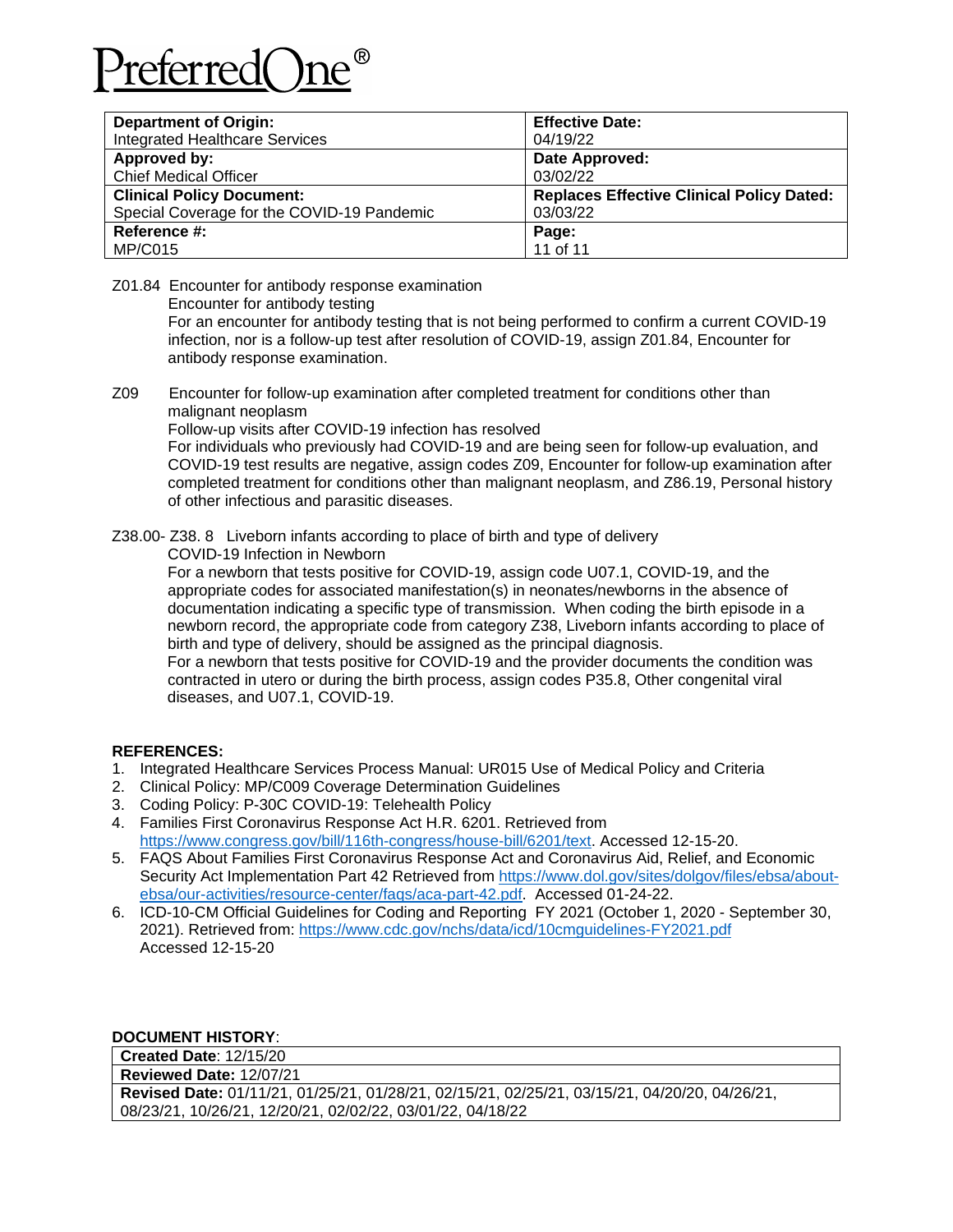Z01.84 Encounter for antibody response examination

Encounter for antibody testing

For an encounter for antibody testing that is not being performed to confirm a current COVID-19 infection, nor is a follow-up test after resolution of COVID-19, assign Z01.84, Encounter for antibody response examination.

Z09 Encounter for follow-up examination after completed treatment for conditions other than malignant neoplasm

Follow-up visits after COVID-19 infection has resolved

For individuals who previously had COVID-19 and are being seen for follow-up evaluation, and COVID-19 test results are negative, assign codes Z09, Encounter for follow-up examination after completed treatment for conditions other than malignant neoplasm, and Z86.19, Personal history of other infectious and parasitic diseases.

Z38.00- Z38. 8 Liveborn infants according to place of birth and type of delivery

COVID-19 Infection in Newborn

For a newborn that tests positive for COVID-19, assign code U07.1, COVID-19, and the appropriate codes for associated manifestation(s) in neonates/newborns in the absence of documentation indicating a specific type of transmission. When coding the birth episode in a newborn record, the appropriate code from category Z38, Liveborn infants according to place of birth and type of delivery, should be assigned as the principal diagnosis.

For a newborn that tests positive for COVID-19 and the provider documents the condition was contracted in utero or during the birth process, assign codes P35.8, Other congenital viral diseases, and U07.1, COVID-19.

**REFERENCES:**

1. Integrated Healthcare Services Process Manual: UR015 Use of Medical Policy and Criteria
2. Clinical Policy: MP/C009 Coverage Determination Guidelines
3. Coding Policy: P-30C COVID-19: Telehealth Policy
4. Families First Coronavirus Response Act H.R. 6201. Retrieved from https://www.congress.gov/bill/116th-congress/house-bill/6201/text. Accessed 12-15-20.
5. FAQS About Families First Coronavirus Response Act and Coronavirus Aid, Relief, and Economic Security Act Implementation Part 42 Retrieved from https://www.dol.gov/sites/dolgov/files/ebsa/about-ebsa/our-activities/resource-center/faqs/aca-part-42.pdf. Accessed 01-24-22.
6. ICD-10-CM Official Guidelines for Coding and Reporting FY 2021 (October 1, 2020 - September 30, 2021). Retrieved from: https://www.cdc.gov/nchs/data/icd/10cmguidelines-FY2021.pdf Accessed 12-15-20

**DOCUMENT HISTORY**:

| |
|---|
| **Created Date**: 12/15/20 |
| **Reviewed Date:** 12/07/21 |
| **Revised Date:** 01/11/21, 01/25/21, 01/28/21, 02/15/21, 02/25/21, 03/15/21, 04/20/20, 04/26/21, 08/23/21, 10/26/21, 12/20/21, 02/02/22, 03/01/22, 04/18/22 |